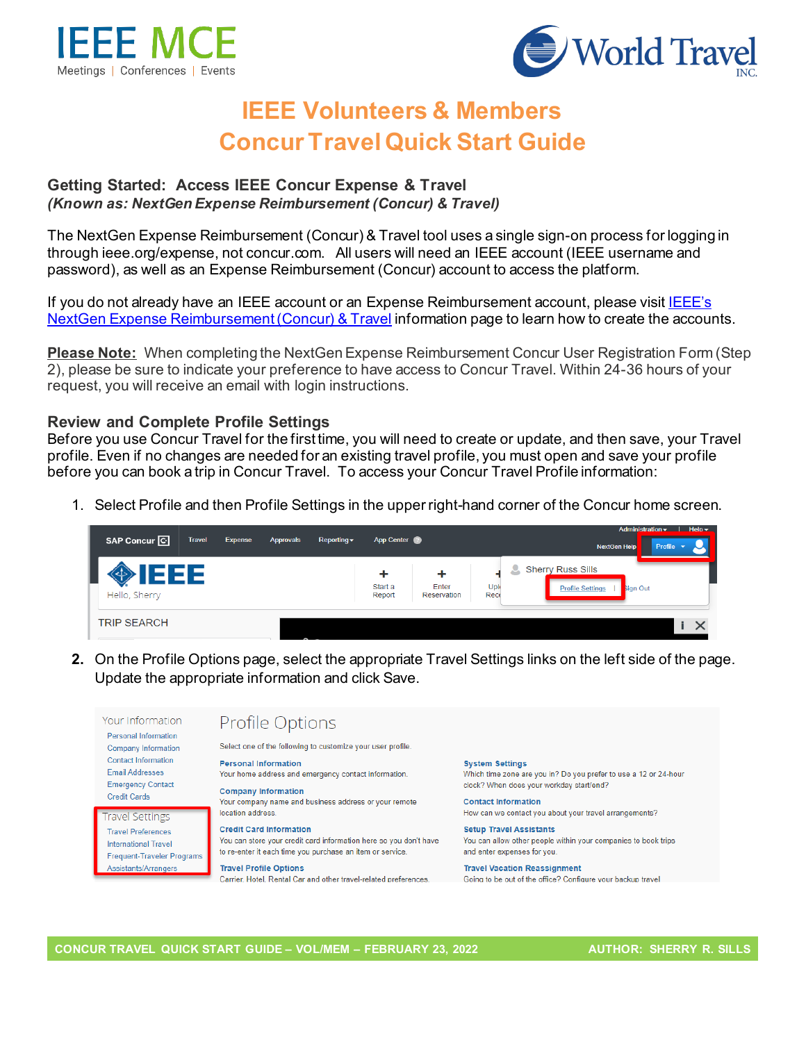# IEEE Volunteers & Members
# Concur Travel Quick Start Guide

## Getting Started: Access IEEE Concur Expense & Travel

***(Known as: NextGen Expense Reimbursement (Concur) & Travel)***

The NextGen Expense Reimbursement (Concur) & Travel tool uses a single sign-on process for logging in through ieee.org/expense, not concur.com. All users will need an IEEE account (IEEE username and password), as well as an Expense Reimbursement (Concur) account to access the platform.

If you do not already have an IEEE account or an Expense Reimbursement account, please visit IEEE's NextGen Expense Reimbursement (Concur) & Travel information page to learn how to create the accounts.

**Please Note:** When completing the NextGen Expense Reimbursement Concur User Registration Form (Step 2), please be sure to indicate your preference to have access to Concur Travel. Within 24-36 hours of your request, you will receive an email with login instructions.

## Review and Complete Profile Settings

Before you use Concur Travel for the first time, you will need to create or update, and then save, your Travel profile. Even if no changes are needed for an existing travel profile, you must open and save your profile before you can book a trip in Concur Travel. To access your Concur Travel Profile information:

1. Select Profile and then Profile Settings in the upper right-hand corner of the Concur home screen.
2. On the Profile Options page, select the appropriate Travel Settings links on the left side of the page. Update the appropriate information and click Save.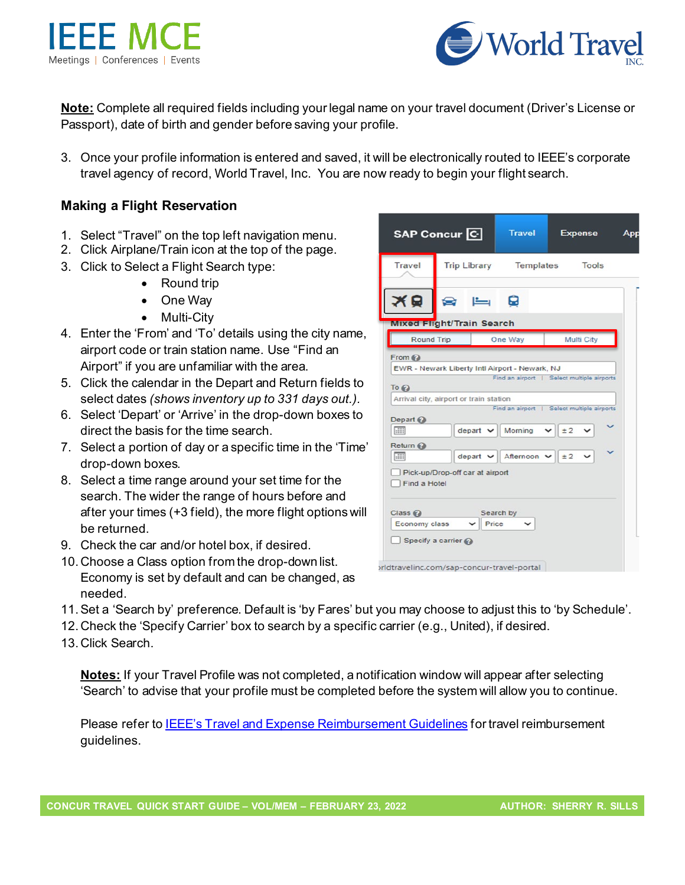**Note:** Complete all required fields including your legal name on your travel document (Driver's License or Passport), date of birth and gender before saving your profile.

3. Once your profile information is entered and saved, it will be electronically routed to IEEE's corporate travel agency of record, World Travel, Inc.  You are now ready to begin your flight search.

### Making a Flight Reservation

1. Select "Travel" on the top left navigation menu.
2. Click Airplane/Train icon at the top of the page.
3. Click to Select a Flight Search type:
   - Round trip
   - One Way
   - Multi-City
4. Enter the 'From' and 'To' details using the city name, airport code or train station name. Use "Find an Airport" if you are unfamiliar with the area.
5. Click the calendar in the Depart and Return fields to select dates *(shows inventory up to 331 days out.)*.
6. Select 'Depart' or 'Arrive' in the drop-down boxes to direct the basis for the time search.
7. Select a portion of day or a specific time in the 'Time' drop-down boxes.
8. Select a time range around your set time for the search. The wider the range of hours before and after your times (+3 field), the more flight options will be returned.
9. Check the car and/or hotel box, if desired.
10. Choose a Class option from the drop-down list. Economy is set by default and can be changed, as needed.
11. Set a 'Search by' preference. Default is 'by Fares' but you may choose to adjust this to 'by Schedule'.
12. Check the 'Specify Carrier' box to search by a specific carrier (e.g., United), if desired.
13. Click Search.

**Notes:** If your Travel Profile was not completed, a notification window will appear after selecting 'Search' to advise that your profile must be completed before the system will allow you to continue.

Please refer to IEEE's Travel and Expense Reimbursement Guidelines for travel reimbursement guidelines.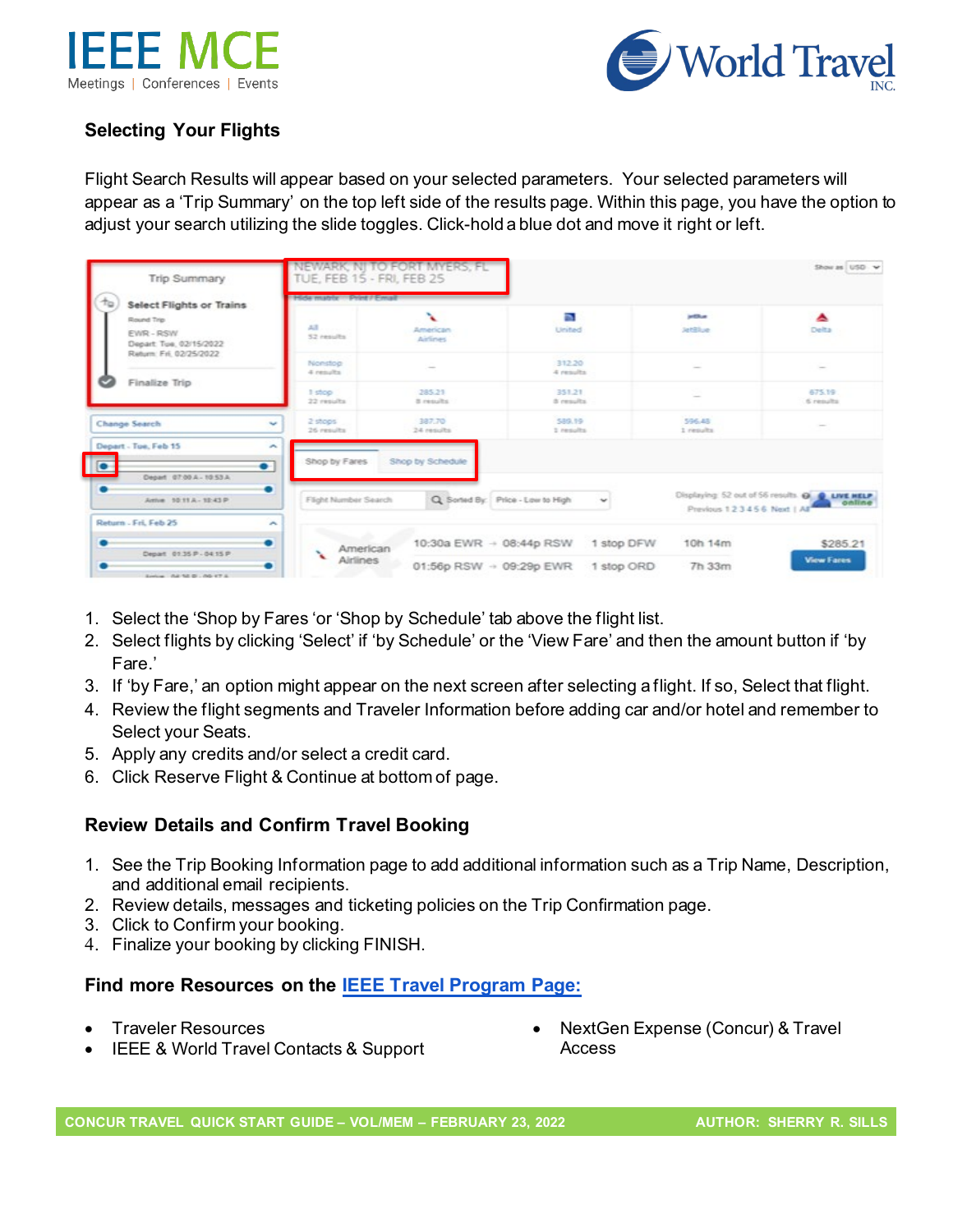## Selecting Your Flights

Flight Search Results will appear based on your selected parameters. Your selected parameters will appear as a 'Trip Summary' on the top left side of the results page. Within this page, you have the option to adjust your search utilizing the slide toggles. Click-hold a blue dot and move it right or left.

1. Select the 'Shop by Fares 'or 'Shop by Schedule' tab above the flight list.
2. Select flights by clicking 'Select' if 'by Schedule' or the 'View Fare' and then the amount button if 'by Fare.'
3. If 'by Fare,' an option might appear on the next screen after selecting a flight. If so, Select that flight.
4. Review the flight segments and Traveler Information before adding car and/or hotel and remember to Select your Seats.
5. Apply any credits and/or select a credit card.
6. Click Reserve Flight & Continue at bottom of page.

## Review Details and Confirm Travel Booking

1. See the Trip Booking Information page to add additional information such as a Trip Name, Description, and additional email recipients.
2. Review details, messages and ticketing policies on the Trip Confirmation page.
3. Click to Confirm your booking.
4. Finalize your booking by clicking FINISH.

## Find more Resources on the IEEE Travel Program Page:

- Traveler Resources
- IEEE & World Travel Contacts & Support
- NextGen Expense (Concur) & Travel Access